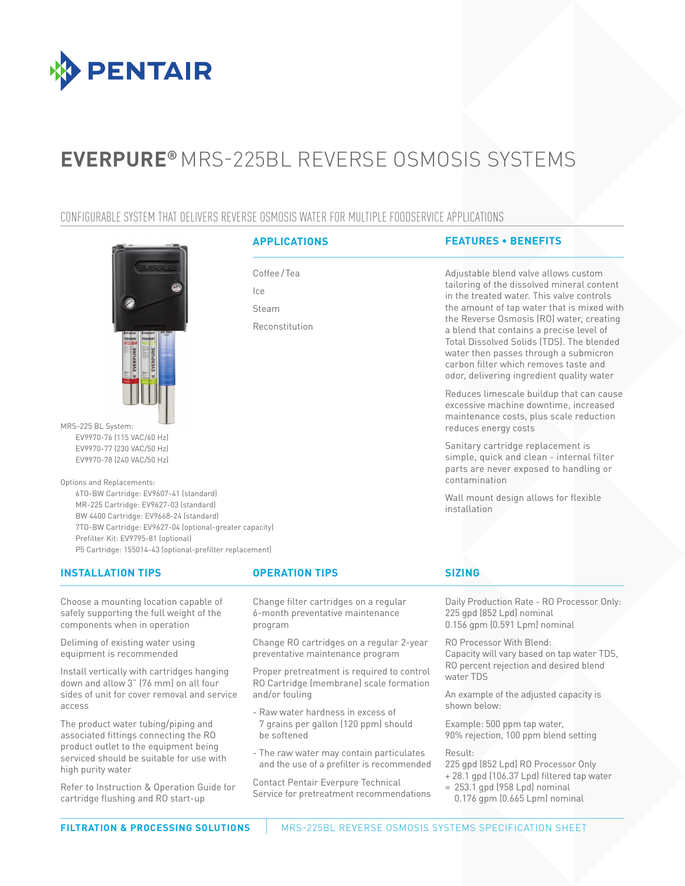# EVERPURE® MRS-225BL REVERSE OSMOSIS SYSTEMS

## CONFIGURABLE SYSTEM THAT DELIVERS REVERSE OSMOSIS WATER FOR MULTIPLE FOODSERVICE APPLICATIONS

MRS-225 BL System:
- EV9970-76 (115 VAC/60 Hz)
- EV9970-77 (230 VAC/50 Hz)
- EV9970-78 (240 VAC/50 Hz)

Options and Replacements:
- 6TO-BW Cartridge: EV9607-41 (standard)
- MR-225 Cartridge: EV9627-03 (standard)
- BW 4400 Cartridge: EV9668-24 (standard)
- 7TO-BW Cartridge: EV9627-04 (optional-greater capacity)
- Prefilter Kit: EV9795-81 (optional)
- P5 Cartridge: 155014-43 (optional-prefilter replacement)

### APPLICATIONS

Coffee/Tea

Ice

Steam

Reconstitution

### FEATURES • BENEFITS

Adjustable blend valve allows custom tailoring of the dissolved mineral content in the treated water. This valve controls the amount of tap water that is mixed with the Reverse Osmosis (RO) water, creating a blend that contains a precise level of Total Dissolved Solids (TDS). The blended water then passes through a submicron carbon filter which removes taste and odor, delivering ingredient quality water

Reduces limescale buildup that can cause excessive machine downtime, increased maintenance costs, plus scale reduction reduces energy costs

Sanitary cartridge replacement is simple, quick and clean - internal filter parts are never exposed to handling or contamination

Wall mount design allows for flexible installation

### INSTALLATION TIPS

Choose a mounting location capable of safely supporting the full weight of the components when in operation

Deliming of existing water using equipment is recommended

Install vertically with cartridges hanging down and allow 3" (76 mm) on all four sides of unit for cover removal and service access

The product water tubing/piping and associated fittings connecting the RO product outlet to the equipment being serviced should be suitable for use with high purity water

Refer to Instruction & Operation Guide for cartridge flushing and RO start-up

### OPERATION TIPS

Change filter cartridges on a regular 6-month preventative maintenance program

Change RO cartridges on a regular 2-year preventative maintenance program

Proper pretreatment is required to control RO Cartridge (membrane) scale formation and/or fouling

- Raw water hardness in excess of 7 grains per gallon (120 ppm) should be softened
- The raw water may contain particulates and the use of a prefilter is recommended

Contact Pentair Everpure Technical Service for pretreatment recommendations

### SIZING

Daily Production Rate - RO Processor Only:
225 gpd (852 Lpd) nominal
0.156 gpm (0.591 Lpm) nominal

RO Processor With Blend:
Capacity will vary based on tap water TDS, RO percent rejection and desired blend water TDS

An example of the adjusted capacity is shown below:

Example: 500 ppm tap water, 90% rejection, 100 ppm blend setting

Result:
225 gpd (852 Lpd) RO Processor Only
+ 28.1 gpd (106.37 Lpd) filtered tap water
= 253.1 gpd (958 Lpd) nominal
0.176 gpm (0.665 Lpm) nominal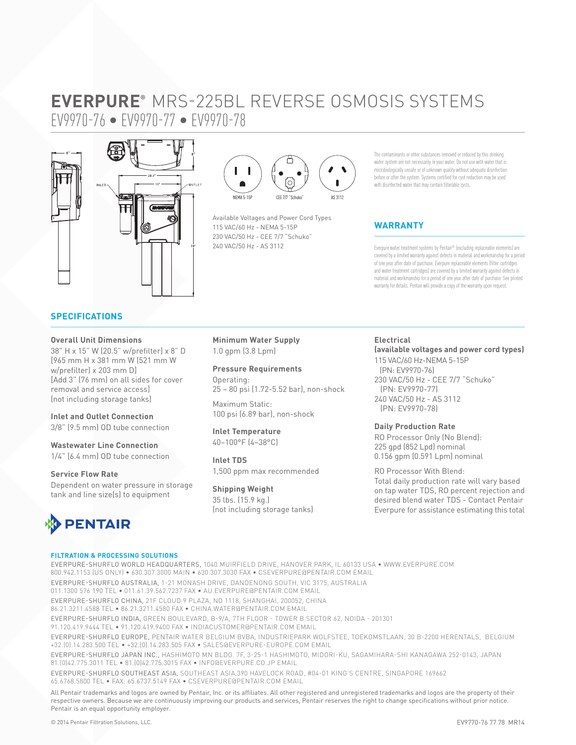# EVERPURE® MRS-225BL REVERSE OSMOSIS SYSTEMS

## EV9970-76 • EV9970-77 • EV9970-78

8"

8"

20.5"

15"

INLET

OUTLET

34"

NEMA 5-15P

CEE 7/7 "Schuko"

AS 3112

Available Voltages and Power Cord Types
115 VAC/60 Hz - NEMA 5-15P
230 VAC/50 Hz - CEE 7/7 "Schuko"
240 VAC/50 Hz - AS 3112

The contaminants or other substances removed or reduced by this drinking water system are not necessarily in your water. Do not use with water that is microbiologically unsafe or of unknown quality without adequate disinfection before or after the system. Systems certified for cyst reduction may be used with disinfected water that may contain filterable cysts.

## WARRANTY

Everpure water treatment systems by Pentair® (excluding replaceable elements) are covered by a limited warranty against defects in material and workmanship for a period of one year after date of purchase. Everpure replaceable elements (filter cartridges and water treatment cartridges) are covered by a limited warranty against defects in material and workmanship for a period of one year after date of purchase. See printed warranty for details. Pentair will provide a copy of the warranty upon request.

## SPECIFICATIONS

**Overall Unit Dimensions**
38" H x 15" W (20.5" w/prefilter) x 8" D
(965 mm H x 381 mm W (521 mm W w/prefilter) x 203 mm D)
[Add 3" (76 mm) on all sides for cover removal and service access]
(not including storage tanks)

**Inlet and Outlet Connection**
3/8" (9.5 mm) OD tube connection

**Wastewater Line Connection**
1/4" (6.4 mm) OD tube connection

**Service Flow Rate**
Dependent on water pressure in storage tank and line size(s) to equipment

**Minimum Water Supply**
1.0 gpm (3.8 Lpm)

**Pressure Requirements**
Operating:
25 – 80 psi (1.72-5.52 bar), non-shock

Maximum Static:
100 psi (6.89 bar), non-shock

**Inlet Temperature**
40–100°F (4–38°C)

**Inlet TDS**
1,500 ppm max recommended

**Shipping Weight**
35 lbs. (15.9 kg.)
(not including storage tanks)

**Electrical**
**(available voltages and power cord types)**
115 VAC/60 Hz-NEMA 5-15P
(PN: EV9970-76)
230 VAC/50 Hz - CEE 7/7 "Schuko"
(PN: EV9970-77)
240 VAC/50 Hz - AS 3112
(PN: EV9970-78)

**Daily Production Rate**
RO Processor Only (No Blend):
225 gpd (852 Lpd) nominal
0.156 gpm (0.591 Lpm) nominal

RO Processor With Blend:
Total daily production rate will vary based on tap water TDS, RO percent rejection and desired blend water TDS - Contact Pentair Everpure for assistance estimating this total

PENTAIR

**FILTRATION & PROCESSING SOLUTIONS**

EVERPURE-SHURFLO WORLD HEADQUARTERS, 1040 MUIRFIELD DRIVE, HANOVER PARK, IL 60133 USA • WWW.EVERPURE.COM
800.942.1153 (US ONLY) • 630.307.3000 MAIN • 630.307.3030 FAX • CSEVERPURE@PENTAIR.COM EMAIL

EVERPURE-SHURFLO AUSTRALIA, 1-21 MONASH DRIVE, DANDENONG SOUTH, VIC 3175, AUSTRALIA
011.1300 576 190 TEL • 011.61.39.562.7237 FAX • AU.EVERPURE@PENTAIR.COM EMAIL

EVERPURE-SHURFLO CHINA, 21F CLOUD 9 PLAZA, NO 1118, SHANGHAI, 200052, CHINA
86.21.3211.4588 TEL • 86.21.3211.4580 FAX • CHINA.WATER@PENTAIR.COM EMAIL

EVERPURE-SHURFLO INDIA, GREEN BOULEVARD, B-9/A, 7TH FLOOR - TOWER B SECTOR 62, NOIDA - 201301
91.120.419.9444 TEL • 91.120.419.9400 FAX • INDIACUSTOMER@PENTAIR.COM EMAIL

EVERPURE-SHURFLO EUROPE, PENTAIR WATER BELGIUM BVBA, INDUSTRIEPARK WOLFSTEE, TOEKOMSTLAAN, 30 B-2200 HERENTALS, BELGIUM
+32.(0).14.283.500 TEL • +32.(0).14.283.505 FAX • SALES@EVERPURE-EUROPE.COM EMAIL

EVERPURE-SHURFLO JAPAN INC., HASHIMOTO MN BLDG. 7F, 3-25-1 HASHIMOTO, MIDORI-KU, SAGAMIHARA-SHI KANAGAWA 252-0143, JAPAN
81.(0)42.775.3011 TEL • 81.(0)42.775.3015 FAX • INFO@EVERPURE.CO.JP EMAIL

EVERPURE-SHURFLO SOUTHEAST ASIA, SOUTHEAST ASIA,390 HAVELOCK ROAD, #04-01 KING'S CENTRE, SINGAPORE 169662
65.6768.5800 TEL • FAX: 65.6737.5149 FAX • CSEVERPURE@PENTAIR.COM EMAIL

All Pentair trademarks and logos are owned by Pentair, Inc. or its affiliates. All other registered and unregistered trademarks and logos are the property of their respective owners. Because we are continuously improving our products and services, Pentair reserves the right to change specifications without prior notice. Pentair is an equal opportunity employer.

© 2014 Pentair Filtration Solutions, LLC.

EV9770-76 77 78 MR14